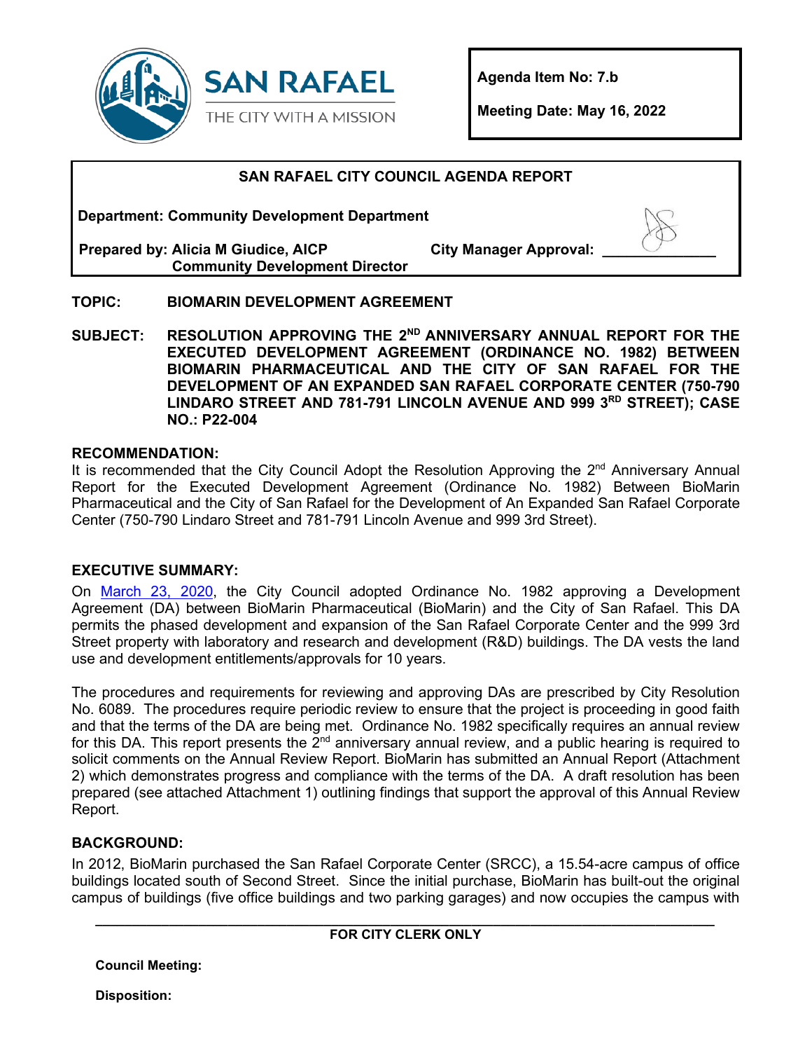SAN RAFAEL
THE CITY WITH A MISSION

**Agenda Item No: 7.b**

**Meeting Date: May 16, 2022**

## SAN RAFAEL CITY COUNCIL AGENDA REPORT

**Department: Community Development Department**

**Prepared by: Alicia M Giudice, AICP**
**Community Development Director**

**City Manager Approval: ______________**

**TOPIC: BIOMARIN DEVELOPMENT AGREEMENT**

**SUBJECT: RESOLUTION APPROVING THE 2ND ANNIVERSARY ANNUAL REPORT FOR THE EXECUTED DEVELOPMENT AGREEMENT (ORDINANCE NO. 1982) BETWEEN BIOMARIN PHARMACEUTICAL AND THE CITY OF SAN RAFAEL FOR THE DEVELOPMENT OF AN EXPANDED SAN RAFAEL CORPORATE CENTER (750-790 LINDARO STREET AND 781-791 LINCOLN AVENUE AND 999 3RD STREET); CASE NO.: P22-004**

### RECOMMENDATION:

It is recommended that the City Council Adopt the Resolution Approving the 2nd Anniversary Annual Report for the Executed Development Agreement (Ordinance No. 1982) Between BioMarin Pharmaceutical and the City of San Rafael for the Development of An Expanded San Rafael Corporate Center (750-790 Lindaro Street and 781-791 Lincoln Avenue and 999 3rd Street).

### EXECUTIVE SUMMARY:

On March 23, 2020, the City Council adopted Ordinance No. 1982 approving a Development Agreement (DA) between BioMarin Pharmaceutical (BioMarin) and the City of San Rafael. This DA permits the phased development and expansion of the San Rafael Corporate Center and the 999 3rd Street property with laboratory and research and development (R&D) buildings. The DA vests the land use and development entitlements/approvals for 10 years.

The procedures and requirements for reviewing and approving DAs are prescribed by City Resolution No. 6089. The procedures require periodic review to ensure that the project is proceeding in good faith and that the terms of the DA are being met. Ordinance No. 1982 specifically requires an annual review for this DA. This report presents the 2nd anniversary annual review, and a public hearing is required to solicit comments on the Annual Review Report. BioMarin has submitted an Annual Report (Attachment 2) which demonstrates progress and compliance with the terms of the DA. A draft resolution has been prepared (see attached Attachment 1) outlining findings that support the approval of this Annual Review Report.

### BACKGROUND:

In 2012, BioMarin purchased the San Rafael Corporate Center (SRCC), a 15.54-acre campus of office buildings located south of Second Street. Since the initial purchase, BioMarin has built-out the original campus of buildings (five office buildings and two parking garages) and now occupies the campus with

---

**FOR CITY CLERK ONLY**

**Council Meeting:**

**Disposition:**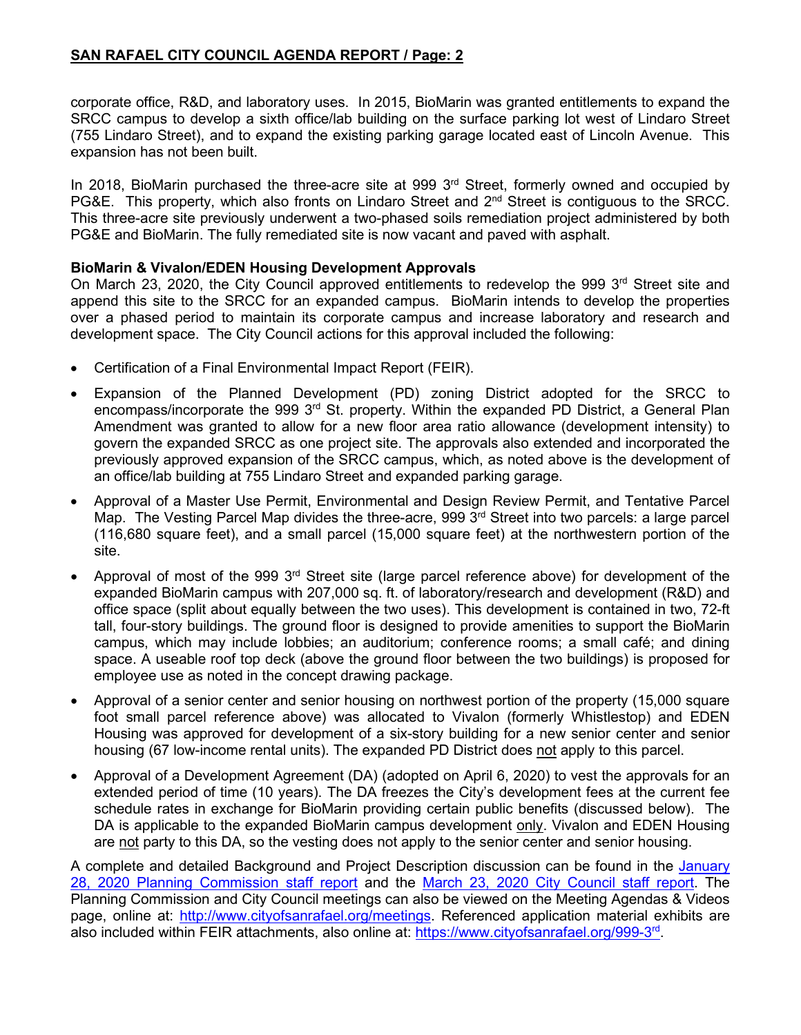corporate office, R&D, and laboratory uses. In 2015, BioMarin was granted entitlements to expand the SRCC campus to develop a sixth office/lab building on the surface parking lot west of Lindaro Street (755 Lindaro Street), and to expand the existing parking garage located east of Lincoln Avenue. This expansion has not been built.

In 2018, BioMarin purchased the three-acre site at 999 3rd Street, formerly owned and occupied by PG&E. This property, which also fronts on Lindaro Street and 2nd Street is contiguous to the SRCC. This three-acre site previously underwent a two-phased soils remediation project administered by both PG&E and BioMarin. The fully remediated site is now vacant and paved with asphalt.

**BioMarin & Vivalon/EDEN Housing Development Approvals**

On March 23, 2020, the City Council approved entitlements to redevelop the 999 3rd Street site and append this site to the SRCC for an expanded campus. BioMarin intends to develop the properties over a phased period to maintain its corporate campus and increase laboratory and research and development space. The City Council actions for this approval included the following:

- Certification of a Final Environmental Impact Report (FEIR).
- Expansion of the Planned Development (PD) zoning District adopted for the SRCC to encompass/incorporate the 999 3rd St. property. Within the expanded PD District, a General Plan Amendment was granted to allow for a new floor area ratio allowance (development intensity) to govern the expanded SRCC as one project site. The approvals also extended and incorporated the previously approved expansion of the SRCC campus, which, as noted above is the development of an office/lab building at 755 Lindaro Street and expanded parking garage.
- Approval of a Master Use Permit, Environmental and Design Review Permit, and Tentative Parcel Map. The Vesting Parcel Map divides the three-acre, 999 3rd Street into two parcels: a large parcel (116,680 square feet), and a small parcel (15,000 square feet) at the northwestern portion of the site.
- Approval of most of the 999 3rd Street site (large parcel reference above) for development of the expanded BioMarin campus with 207,000 sq. ft. of laboratory/research and development (R&D) and office space (split about equally between the two uses). This development is contained in two, 72-ft tall, four-story buildings. The ground floor is designed to provide amenities to support the BioMarin campus, which may include lobbies; an auditorium; conference rooms; a small café; and dining space. A useable roof top deck (above the ground floor between the two buildings) is proposed for employee use as noted in the concept drawing package.
- Approval of a senior center and senior housing on northwest portion of the property (15,000 square foot small parcel reference above) was allocated to Vivalon (formerly Whistlestop) and EDEN Housing was approved for development of a six-story building for a new senior center and senior housing (67 low-income rental units). The expanded PD District does not apply to this parcel.
- Approval of a Development Agreement (DA) (adopted on April 6, 2020) to vest the approvals for an extended period of time (10 years). The DA freezes the City's development fees at the current fee schedule rates in exchange for BioMarin providing certain public benefits (discussed below). The DA is applicable to the expanded BioMarin campus development only. Vivalon and EDEN Housing are not party to this DA, so the vesting does not apply to the senior center and senior housing.

A complete and detailed Background and Project Description discussion can be found in the January 28, 2020 Planning Commission staff report and the March 23, 2020 City Council staff report. The Planning Commission and City Council meetings can also be viewed on the Meeting Agendas & Videos page, online at: http://www.cityofsanrafael.org/meetings. Referenced application material exhibits are also included within FEIR attachments, also online at: https://www.cityofsanrafael.org/999-3rd.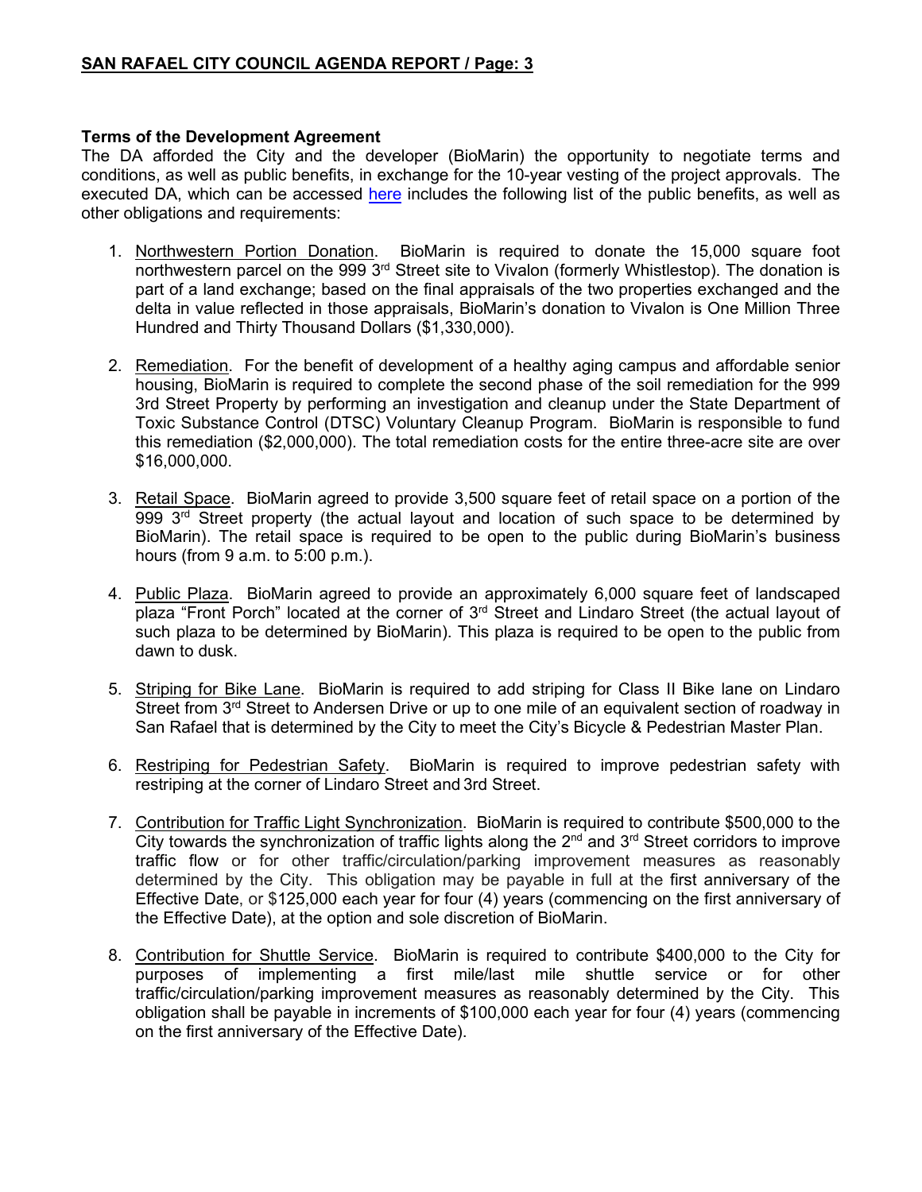**Terms of the Development Agreement**

The DA afforded the City and the developer (BioMarin) the opportunity to negotiate terms and conditions, as well as public benefits, in exchange for the 10-year vesting of the project approvals. The executed DA, which can be accessed here includes the following list of the public benefits, as well as other obligations and requirements:

1. Northwestern Portion Donation. BioMarin is required to donate the 15,000 square foot northwestern parcel on the 999 3rd Street site to Vivalon (formerly Whistlestop). The donation is part of a land exchange; based on the final appraisals of the two properties exchanged and the delta in value reflected in those appraisals, BioMarin's donation to Vivalon is One Million Three Hundred and Thirty Thousand Dollars ($1,330,000).

2. Remediation. For the benefit of development of a healthy aging campus and affordable senior housing, BioMarin is required to complete the second phase of the soil remediation for the 999 3rd Street Property by performing an investigation and cleanup under the State Department of Toxic Substance Control (DTSC) Voluntary Cleanup Program. BioMarin is responsible to fund this remediation ($2,000,000). The total remediation costs for the entire three-acre site are over $16,000,000.

3. Retail Space. BioMarin agreed to provide 3,500 square feet of retail space on a portion of the 999 3rd Street property (the actual layout and location of such space to be determined by BioMarin). The retail space is required to be open to the public during BioMarin's business hours (from 9 a.m. to 5:00 p.m.).

4. Public Plaza. BioMarin agreed to provide an approximately 6,000 square feet of landscaped plaza "Front Porch" located at the corner of 3rd Street and Lindaro Street (the actual layout of such plaza to be determined by BioMarin). This plaza is required to be open to the public from dawn to dusk.

5. Striping for Bike Lane. BioMarin is required to add striping for Class II Bike lane on Lindaro Street from 3rd Street to Andersen Drive or up to one mile of an equivalent section of roadway in San Rafael that is determined by the City to meet the City's Bicycle & Pedestrian Master Plan.

6. Restriping for Pedestrian Safety. BioMarin is required to improve pedestrian safety with restriping at the corner of Lindaro Street and 3rd Street.

7. Contribution for Traffic Light Synchronization. BioMarin is required to contribute $500,000 to the City towards the synchronization of traffic lights along the 2nd and 3rd Street corridors to improve traffic flow or for other traffic/circulation/parking improvement measures as reasonably determined by the City. This obligation may be payable in full at the first anniversary of the Effective Date, or $125,000 each year for four (4) years (commencing on the first anniversary of the Effective Date), at the option and sole discretion of BioMarin.

8. Contribution for Shuttle Service. BioMarin is required to contribute $400,000 to the City for purposes of implementing a first mile/last mile shuttle service or for other traffic/circulation/parking improvement measures as reasonably determined by the City. This obligation shall be payable in increments of $100,000 each year for four (4) years (commencing on the first anniversary of the Effective Date).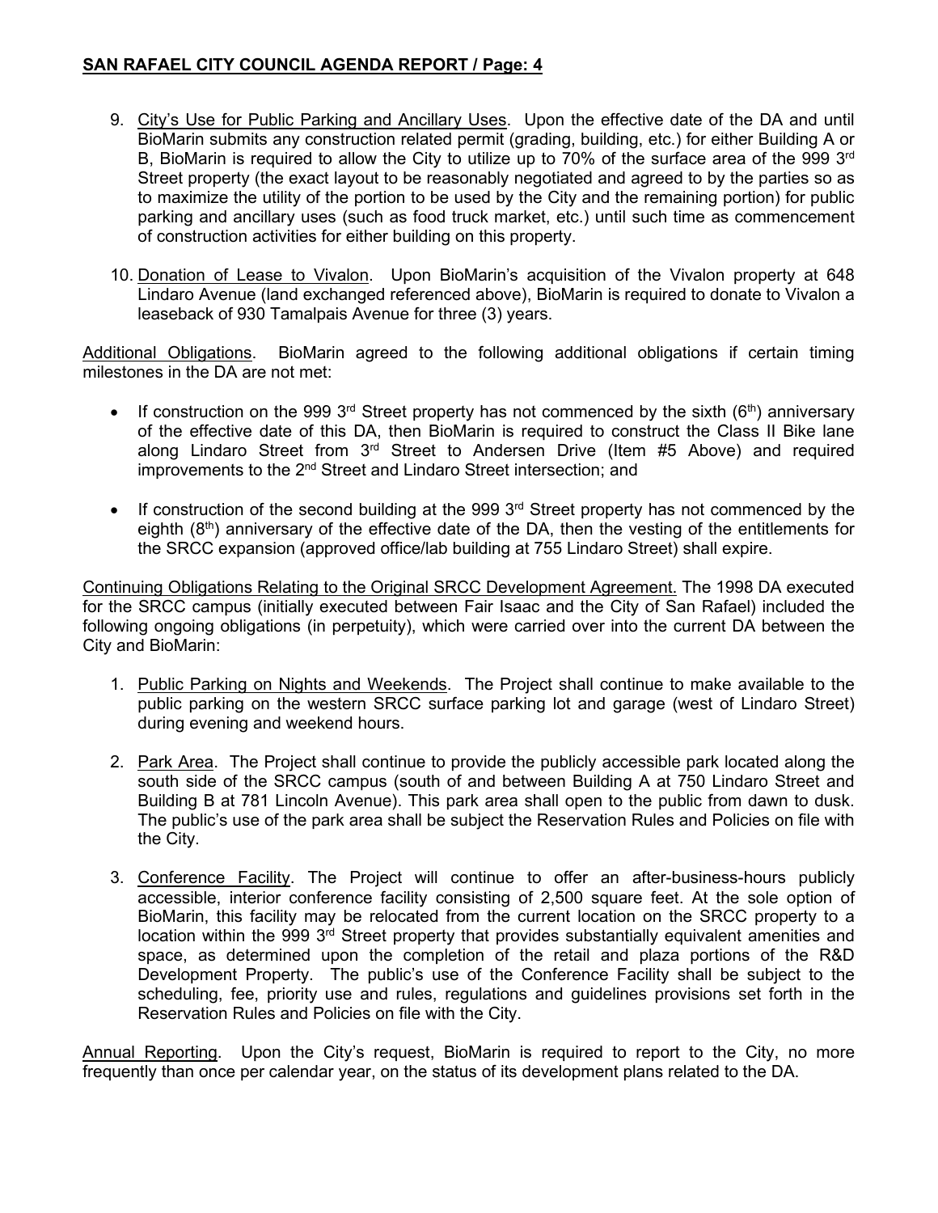9. City's Use for Public Parking and Ancillary Uses. Upon the effective date of the DA and until BioMarin submits any construction related permit (grading, building, etc.) for either Building A or B, BioMarin is required to allow the City to utilize up to 70% of the surface area of the 999 3rd Street property (the exact layout to be reasonably negotiated and agreed to by the parties so as to maximize the utility of the portion to be used by the City and the remaining portion) for public parking and ancillary uses (such as food truck market, etc.) until such time as commencement of construction activities for either building on this property.

10. Donation of Lease to Vivalon. Upon BioMarin's acquisition of the Vivalon property at 648 Lindaro Avenue (land exchanged referenced above), BioMarin is required to donate to Vivalon a leaseback of 930 Tamalpais Avenue for three (3) years.

Additional Obligations. BioMarin agreed to the following additional obligations if certain timing milestones in the DA are not met:

- If construction on the 999 3rd Street property has not commenced by the sixth (6th) anniversary of the effective date of this DA, then BioMarin is required to construct the Class II Bike lane along Lindaro Street from 3rd Street to Andersen Drive (Item #5 Above) and required improvements to the 2nd Street and Lindaro Street intersection; and

- If construction of the second building at the 999 3rd Street property has not commenced by the eighth (8th) anniversary of the effective date of the DA, then the vesting of the entitlements for the SRCC expansion (approved office/lab building at 755 Lindaro Street) shall expire.

Continuing Obligations Relating to the Original SRCC Development Agreement. The 1998 DA executed for the SRCC campus (initially executed between Fair Isaac and the City of San Rafael) included the following ongoing obligations (in perpetuity), which were carried over into the current DA between the City and BioMarin:

1. Public Parking on Nights and Weekends. The Project shall continue to make available to the public parking on the western SRCC surface parking lot and garage (west of Lindaro Street) during evening and weekend hours.

2. Park Area. The Project shall continue to provide the publicly accessible park located along the south side of the SRCC campus (south of and between Building A at 750 Lindaro Street and Building B at 781 Lincoln Avenue). This park area shall open to the public from dawn to dusk. The public's use of the park area shall be subject the Reservation Rules and Policies on file with the City.

3. Conference Facility. The Project will continue to offer an after-business-hours publicly accessible, interior conference facility consisting of 2,500 square feet. At the sole option of BioMarin, this facility may be relocated from the current location on the SRCC property to a location within the 999 3rd Street property that provides substantially equivalent amenities and space, as determined upon the completion of the retail and plaza portions of the R&D Development Property. The public's use of the Conference Facility shall be subject to the scheduling, fee, priority use and rules, regulations and guidelines provisions set forth in the Reservation Rules and Policies on file with the City.

Annual Reporting. Upon the City's request, BioMarin is required to report to the City, no more frequently than once per calendar year, on the status of its development plans related to the DA.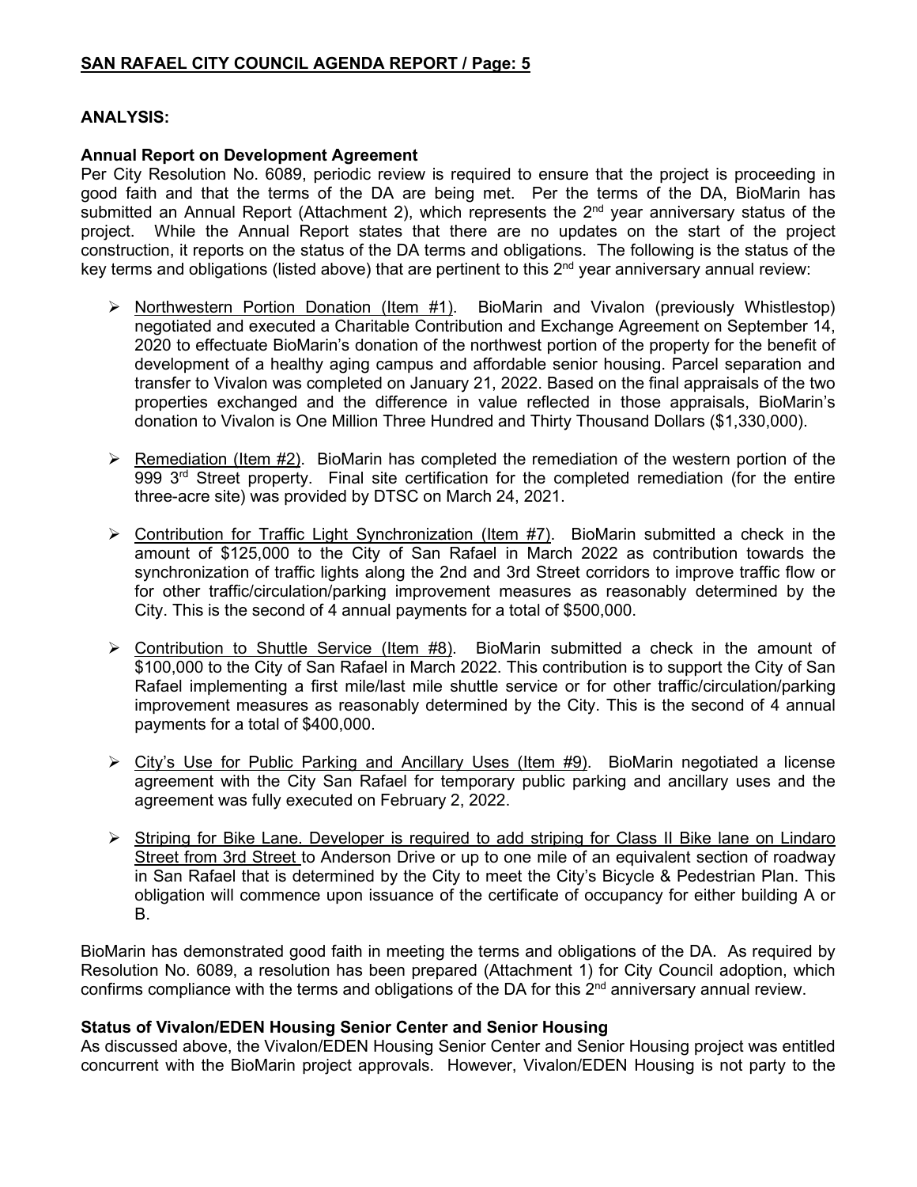## ANALYSIS:

### Annual Report on Development Agreement

Per City Resolution No. 6089, periodic review is required to ensure that the project is proceeding in good faith and that the terms of the DA are being met. Per the terms of the DA, BioMarin has submitted an Annual Report (Attachment 2), which represents the 2nd year anniversary status of the project. While the Annual Report states that there are no updates on the start of the project construction, it reports on the status of the DA terms and obligations. The following is the status of the key terms and obligations (listed above) that are pertinent to this 2nd year anniversary annual review:

- Northwestern Portion Donation (Item #1). BioMarin and Vivalon (previously Whistlestop) negotiated and executed a Charitable Contribution and Exchange Agreement on September 14, 2020 to effectuate BioMarin's donation of the northwest portion of the property for the benefit of development of a healthy aging campus and affordable senior housing. Parcel separation and transfer to Vivalon was completed on January 21, 2022. Based on the final appraisals of the two properties exchanged and the difference in value reflected in those appraisals, BioMarin's donation to Vivalon is One Million Three Hundred and Thirty Thousand Dollars ($1,330,000).

- Remediation (Item #2). BioMarin has completed the remediation of the western portion of the 999 3rd Street property. Final site certification for the completed remediation (for the entire three-acre site) was provided by DTSC on March 24, 2021.

- Contribution for Traffic Light Synchronization (Item #7). BioMarin submitted a check in the amount of $125,000 to the City of San Rafael in March 2022 as contribution towards the synchronization of traffic lights along the 2nd and 3rd Street corridors to improve traffic flow or for other traffic/circulation/parking improvement measures as reasonably determined by the City. This is the second of 4 annual payments for a total of $500,000.

- Contribution to Shuttle Service (Item #8). BioMarin submitted a check in the amount of $100,000 to the City of San Rafael in March 2022. This contribution is to support the City of San Rafael implementing a first mile/last mile shuttle service or for other traffic/circulation/parking improvement measures as reasonably determined by the City. This is the second of 4 annual payments for a total of $400,000.

- City's Use for Public Parking and Ancillary Uses (Item #9). BioMarin negotiated a license agreement with the City San Rafael for temporary public parking and ancillary uses and the agreement was fully executed on February 2, 2022.

- Striping for Bike Lane. Developer is required to add striping for Class II Bike lane on Lindaro Street from 3rd Street to Anderson Drive or up to one mile of an equivalent section of roadway in San Rafael that is determined by the City to meet the City's Bicycle & Pedestrian Plan. This obligation will commence upon issuance of the certificate of occupancy for either building A or B.

BioMarin has demonstrated good faith in meeting the terms and obligations of the DA. As required by Resolution No. 6089, a resolution has been prepared (Attachment 1) for City Council adoption, which confirms compliance with the terms and obligations of the DA for this 2nd anniversary annual review.

### Status of Vivalon/EDEN Housing Senior Center and Senior Housing

As discussed above, the Vivalon/EDEN Housing Senior Center and Senior Housing project was entitled concurrent with the BioMarin project approvals. However, Vivalon/EDEN Housing is not party to the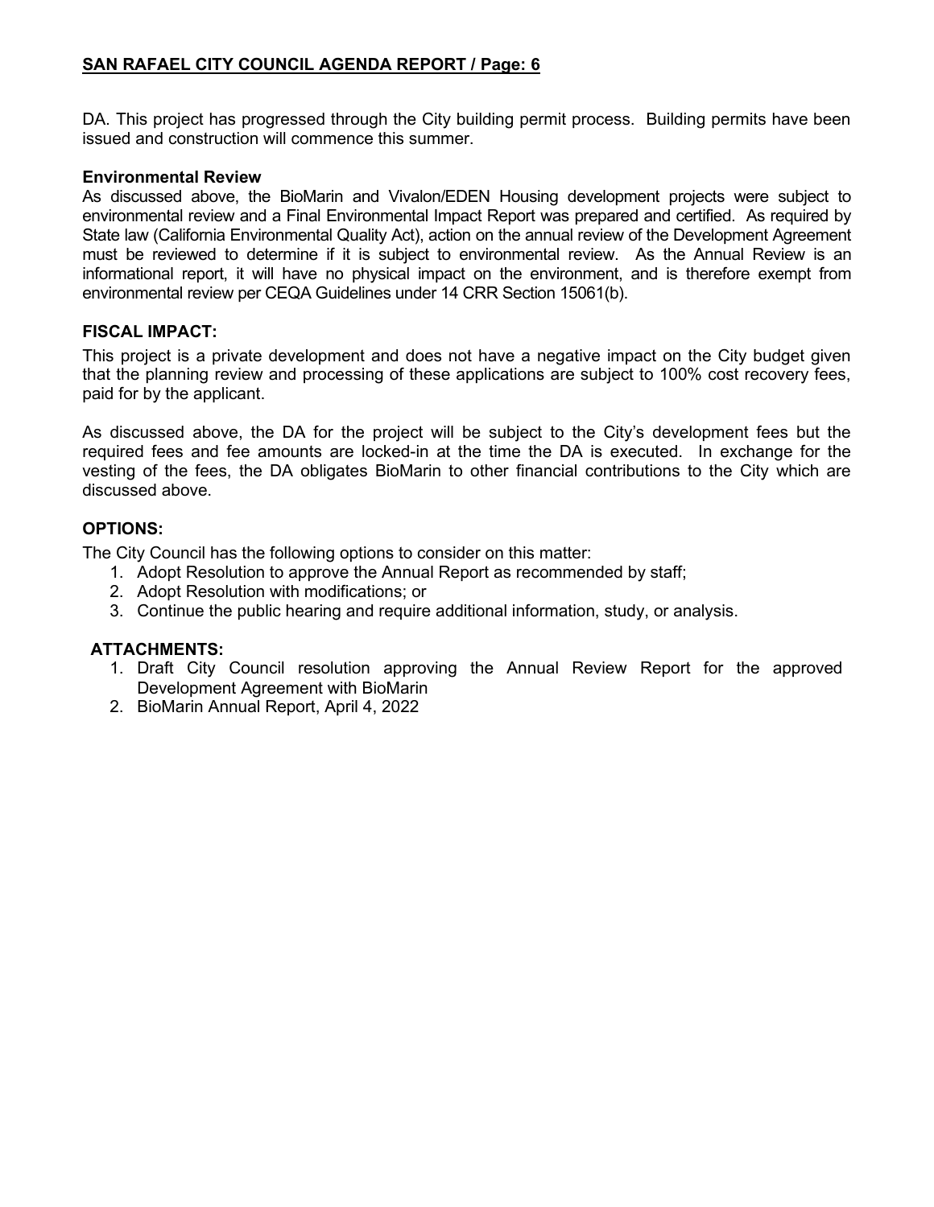DA. This project has progressed through the City building permit process. Building permits have been issued and construction will commence this summer.

**Environmental Review**

As discussed above, the BioMarin and Vivalon/EDEN Housing development projects were subject to environmental review and a Final Environmental Impact Report was prepared and certified. As required by State law (California Environmental Quality Act), action on the annual review of the Development Agreement must be reviewed to determine if it is subject to environmental review. As the Annual Review is an informational report, it will have no physical impact on the environment, and is therefore exempt from environmental review per CEQA Guidelines under 14 CRR Section 15061(b).

## FISCAL IMPACT:

This project is a private development and does not have a negative impact on the City budget given that the planning review and processing of these applications are subject to 100% cost recovery fees, paid for by the applicant.

As discussed above, the DA for the project will be subject to the City's development fees but the required fees and fee amounts are locked-in at the time the DA is executed. In exchange for the vesting of the fees, the DA obligates BioMarin to other financial contributions to the City which are discussed above.

## OPTIONS:

The City Council has the following options to consider on this matter:

1. Adopt Resolution to approve the Annual Report as recommended by staff;
2. Adopt Resolution with modifications; or
3. Continue the public hearing and require additional information, study, or analysis.

## ATTACHMENTS:

1. Draft City Council resolution approving the Annual Review Report for the approved Development Agreement with BioMarin
2. BioMarin Annual Report, April 4, 2022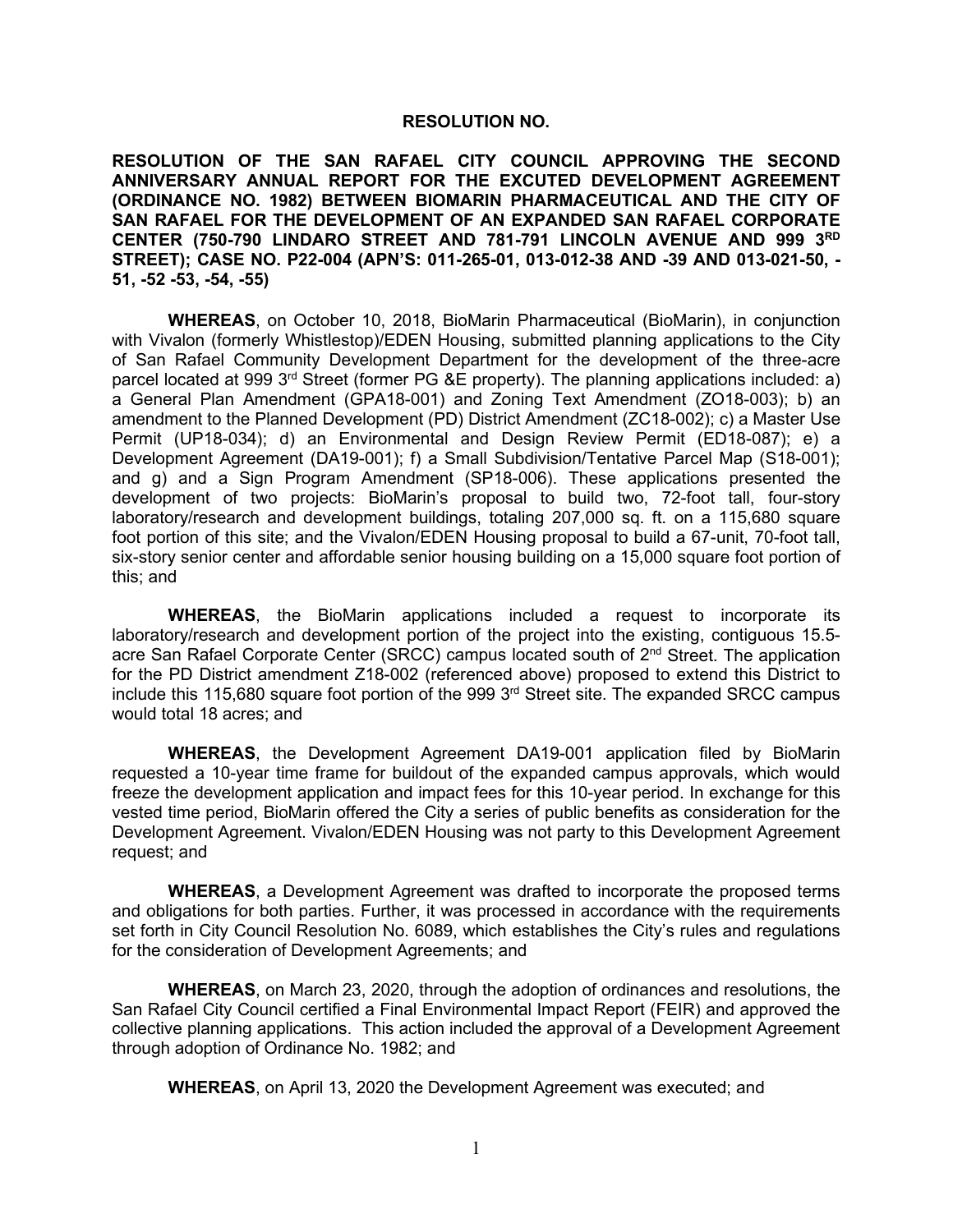**RESOLUTION NO.**

**RESOLUTION OF THE SAN RAFAEL CITY COUNCIL APPROVING THE SECOND ANNIVERSARY ANNUAL REPORT FOR THE EXCUTED DEVELOPMENT AGREEMENT (ORDINANCE NO. 1982) BETWEEN BIOMARIN PHARMACEUTICAL AND THE CITY OF SAN RAFAEL FOR THE DEVELOPMENT OF AN EXPANDED SAN RAFAEL CORPORATE CENTER (750-790 LINDARO STREET AND 781-791 LINCOLN AVENUE AND 999 3RD STREET); CASE NO. P22-004 (APN'S: 011-265-01, 013-012-38 AND -39 AND 013-021-50, -51, -52 -53, -54, -55)**

**WHEREAS**, on October 10, 2018, BioMarin Pharmaceutical (BioMarin), in conjunction with Vivalon (formerly Whistlestop)/EDEN Housing, submitted planning applications to the City of San Rafael Community Development Department for the development of the three-acre parcel located at 999 3rd Street (former PG &E property). The planning applications included: a) a General Plan Amendment (GPA18-001) and Zoning Text Amendment (ZO18-003); b) an amendment to the Planned Development (PD) District Amendment (ZC18-002); c) a Master Use Permit (UP18-034); d) an Environmental and Design Review Permit (ED18-087); e) a Development Agreement (DA19-001); f) a Small Subdivision/Tentative Parcel Map (S18-001); and g) and a Sign Program Amendment (SP18-006). These applications presented the development of two projects: BioMarin's proposal to build two, 72-foot tall, four-story laboratory/research and development buildings, totaling 207,000 sq. ft. on a 115,680 square foot portion of this site; and the Vivalon/EDEN Housing proposal to build a 67-unit, 70-foot tall, six-story senior center and affordable senior housing building on a 15,000 square foot portion of this; and

**WHEREAS**, the BioMarin applications included a request to incorporate its laboratory/research and development portion of the project into the existing, contiguous 15.5-acre San Rafael Corporate Center (SRCC) campus located south of 2nd Street. The application for the PD District amendment Z18-002 (referenced above) proposed to extend this District to include this 115,680 square foot portion of the 999 3rd Street site. The expanded SRCC campus would total 18 acres; and

**WHEREAS**, the Development Agreement DA19-001 application filed by BioMarin requested a 10-year time frame for buildout of the expanded campus approvals, which would freeze the development application and impact fees for this 10-year period. In exchange for this vested time period, BioMarin offered the City a series of public benefits as consideration for the Development Agreement. Vivalon/EDEN Housing was not party to this Development Agreement request; and

**WHEREAS**, a Development Agreement was drafted to incorporate the proposed terms and obligations for both parties. Further, it was processed in accordance with the requirements set forth in City Council Resolution No. 6089, which establishes the City's rules and regulations for the consideration of Development Agreements; and

**WHEREAS**, on March 23, 2020, through the adoption of ordinances and resolutions, the San Rafael City Council certified a Final Environmental Impact Report (FEIR) and approved the collective planning applications. This action included the approval of a Development Agreement through adoption of Ordinance No. 1982; and

**WHEREAS**, on April 13, 2020 the Development Agreement was executed; and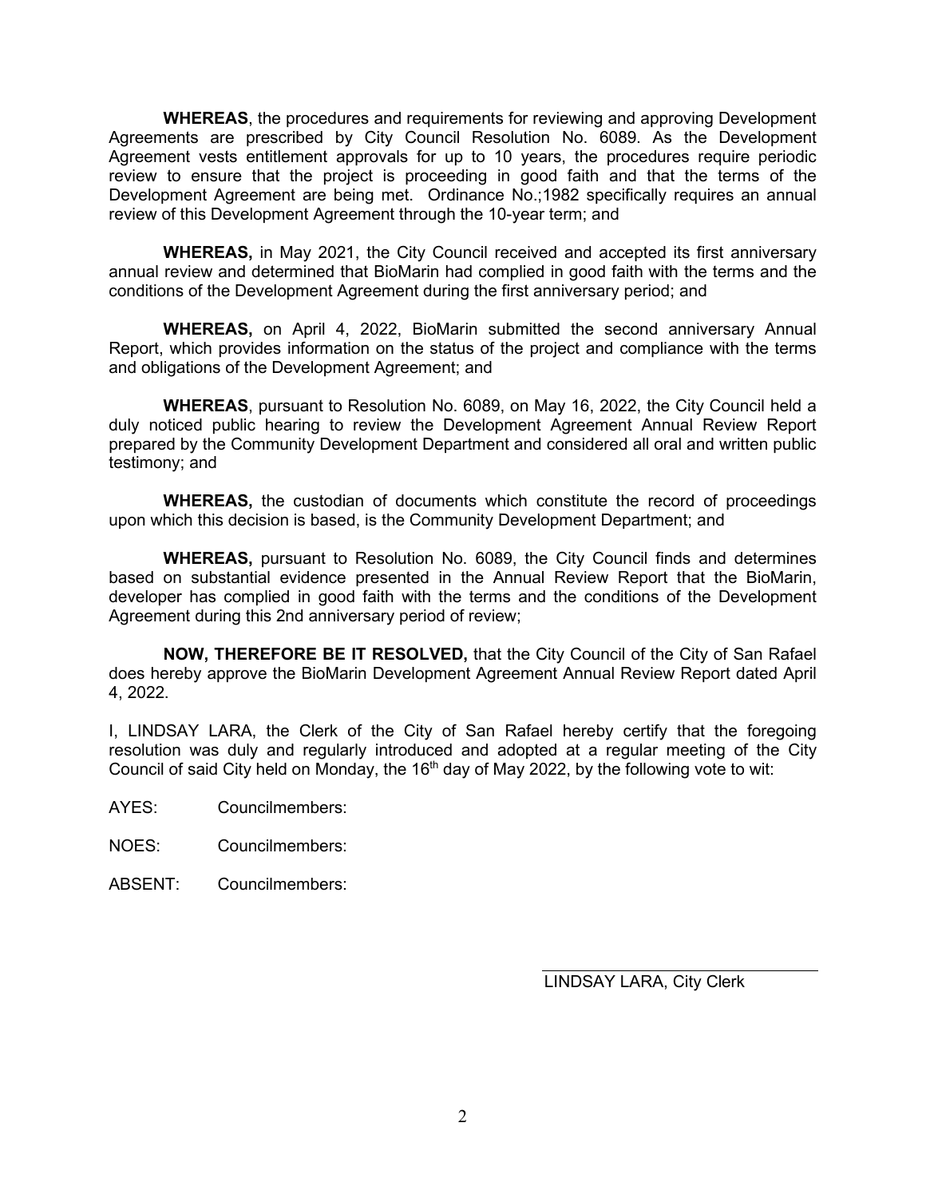**WHEREAS**, the procedures and requirements for reviewing and approving Development Agreements are prescribed by City Council Resolution No. 6089. As the Development Agreement vests entitlement approvals for up to 10 years, the procedures require periodic review to ensure that the project is proceeding in good faith and that the terms of the Development Agreement are being met. Ordinance No.;1982 specifically requires an annual review of this Development Agreement through the 10-year term; and

**WHEREAS,** in May 2021, the City Council received and accepted its first anniversary annual review and determined that BioMarin had complied in good faith with the terms and the conditions of the Development Agreement during the first anniversary period; and

**WHEREAS,** on April 4, 2022, BioMarin submitted the second anniversary Annual Report, which provides information on the status of the project and compliance with the terms and obligations of the Development Agreement; and

**WHEREAS**, pursuant to Resolution No. 6089, on May 16, 2022, the City Council held a duly noticed public hearing to review the Development Agreement Annual Review Report prepared by the Community Development Department and considered all oral and written public testimony; and

**WHEREAS,** the custodian of documents which constitute the record of proceedings upon which this decision is based, is the Community Development Department; and

**WHEREAS,** pursuant to Resolution No. 6089, the City Council finds and determines based on substantial evidence presented in the Annual Review Report that the BioMarin, developer has complied in good faith with the terms and the conditions of the Development Agreement during this 2nd anniversary period of review;

**NOW, THEREFORE BE IT RESOLVED,** that the City Council of the City of San Rafael does hereby approve the BioMarin Development Agreement Annual Review Report dated April 4, 2022.

I, LINDSAY LARA, the Clerk of the City of San Rafael hereby certify that the foregoing resolution was duly and regularly introduced and adopted at a regular meeting of the City Council of said City held on Monday, the 16th day of May 2022, by the following vote to wit:

AYES: Councilmembers:

NOES: Councilmembers:

ABSENT: Councilmembers:

LINDSAY LARA, City Clerk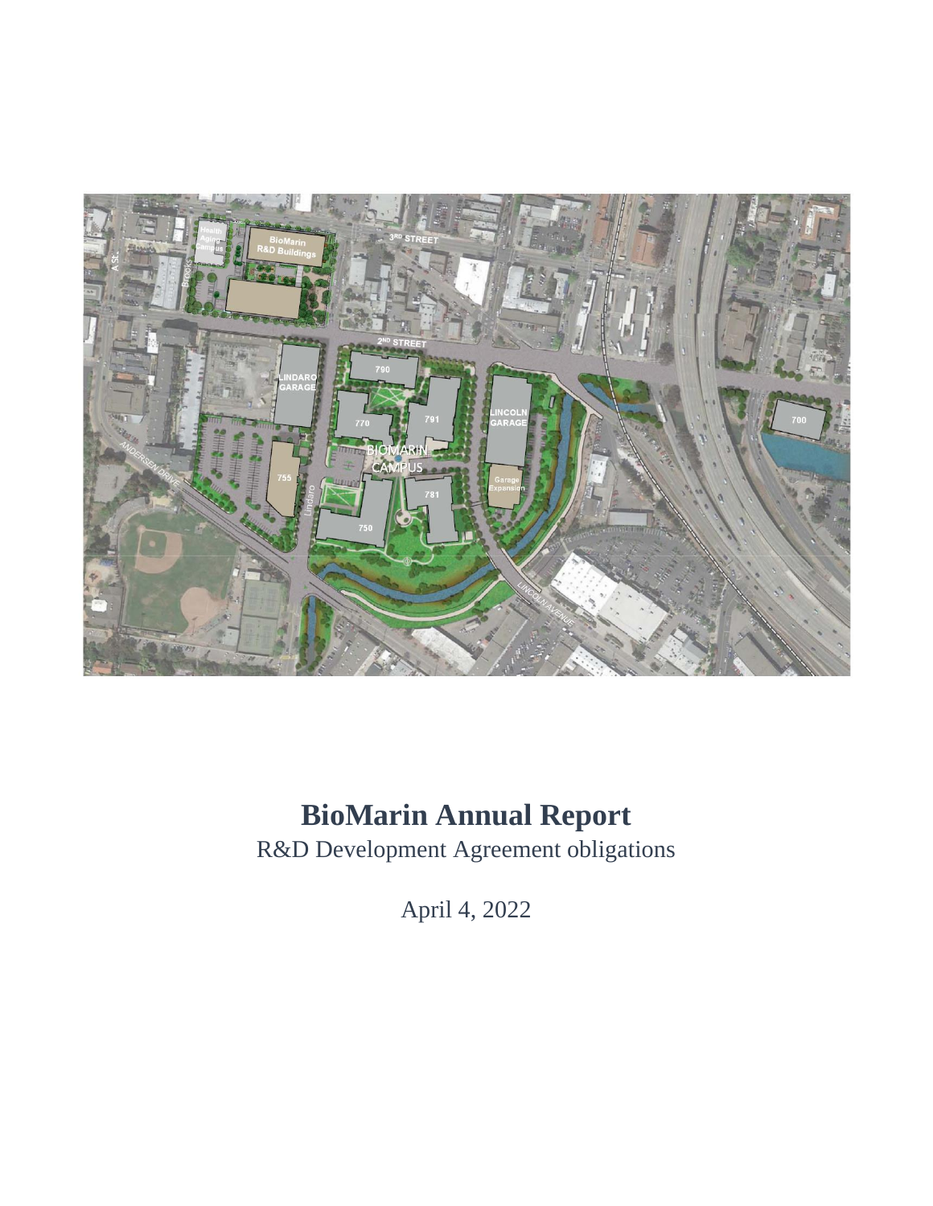# BioMarin Annual Report

R&D Development Agreement obligations

April 4, 2022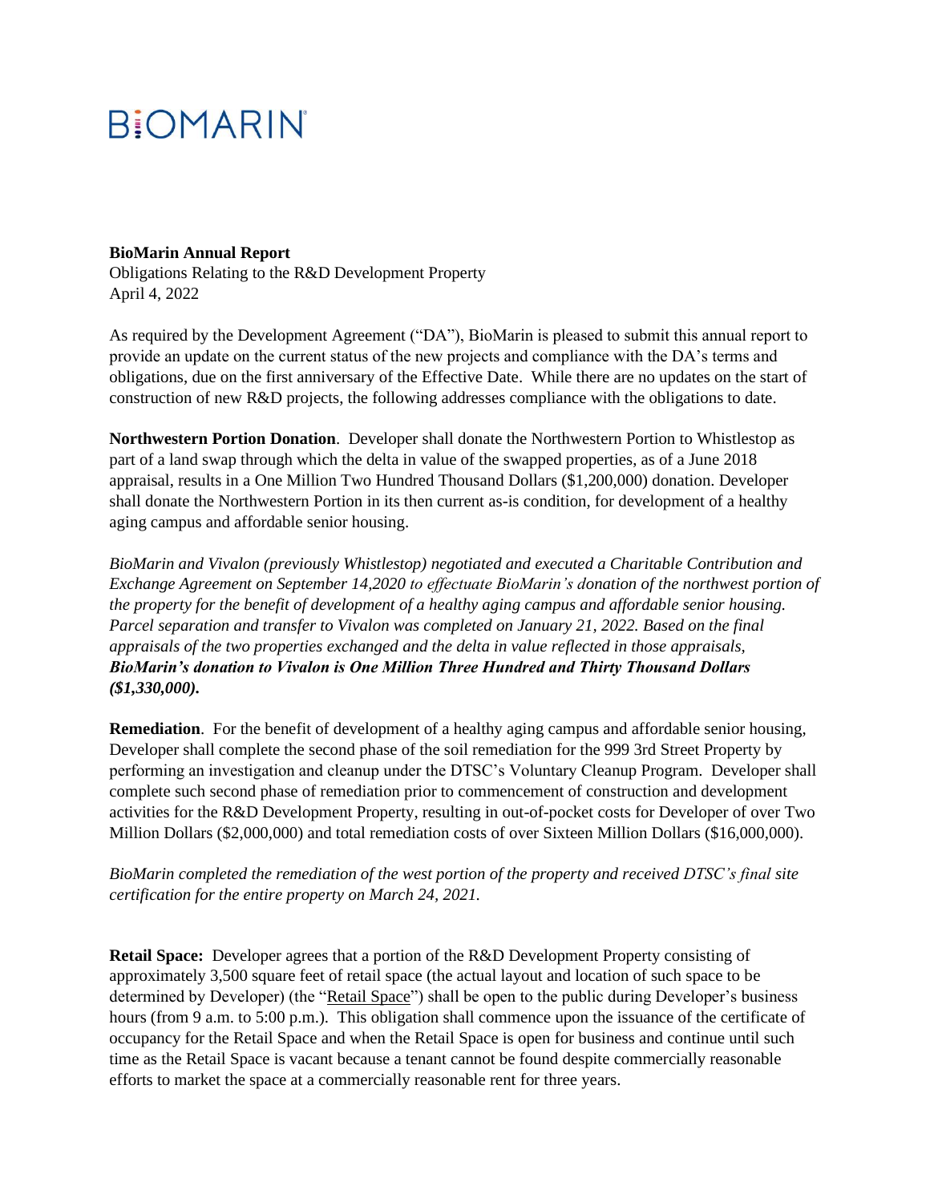BIOMARIN

**BioMarin Annual Report**
Obligations Relating to the R&D Development Property
April 4, 2022

As required by the Development Agreement ("DA"), BioMarin is pleased to submit this annual report to provide an update on the current status of the new projects and compliance with the DA's terms and obligations, due on the first anniversary of the Effective Date. While there are no updates on the start of construction of new R&D projects, the following addresses compliance with the obligations to date.

**Northwestern Portion Donation**. Developer shall donate the Northwestern Portion to Whistlestop as part of a land swap through which the delta in value of the swapped properties, as of a June 2018 appraisal, results in a One Million Two Hundred Thousand Dollars ($1,200,000) donation. Developer shall donate the Northwestern Portion in its then current as-is condition, for development of a healthy aging campus and affordable senior housing.

*BioMarin and Vivalon (previously Whistlestop) negotiated and executed a Charitable Contribution and Exchange Agreement on September 14,2020 to effectuate BioMarin's donation of the northwest portion of the property for the benefit of development of a healthy aging campus and affordable senior housing. Parcel separation and transfer to Vivalon was completed on January 21, 2022. Based on the final appraisals of the two properties exchanged and the delta in value reflected in those appraisals,* ***BioMarin's donation to Vivalon is One Million Three Hundred and Thirty Thousand Dollars ($1,330,000).***

**Remediation**. For the benefit of development of a healthy aging campus and affordable senior housing, Developer shall complete the second phase of the soil remediation for the 999 3rd Street Property by performing an investigation and cleanup under the DTSC's Voluntary Cleanup Program. Developer shall complete such second phase of remediation prior to commencement of construction and development activities for the R&D Development Property, resulting in out-of-pocket costs for Developer of over Two Million Dollars ($2,000,000) and total remediation costs of over Sixteen Million Dollars ($16,000,000).

*BioMarin completed the remediation of the west portion of the property and received DTSC's final site certification for the entire property on March 24, 2021.*

**Retail Space:** Developer agrees that a portion of the R&D Development Property consisting of approximately 3,500 square feet of retail space (the actual layout and location of such space to be determined by Developer) (the "Retail Space") shall be open to the public during Developer's business hours (from 9 a.m. to 5:00 p.m.). This obligation shall commence upon the issuance of the certificate of occupancy for the Retail Space and when the Retail Space is open for business and continue until such time as the Retail Space is vacant because a tenant cannot be found despite commercially reasonable efforts to market the space at a commercially reasonable rent for three years.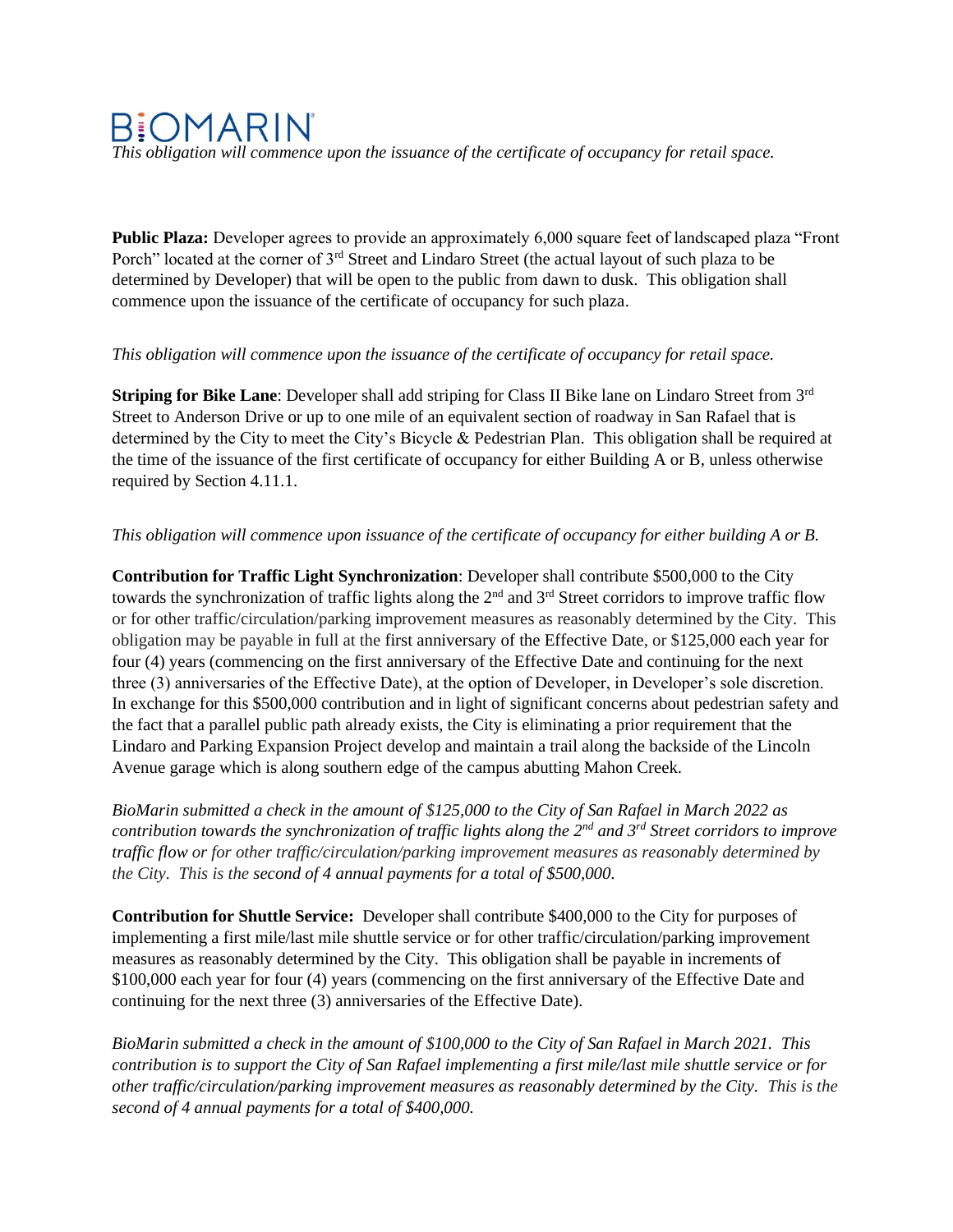*This obligation will commence upon the issuance of the certificate of occupancy for retail space.*

**Public Plaza:** Developer agrees to provide an approximately 6,000 square feet of landscaped plaza "Front Porch" located at the corner of 3rd Street and Lindaro Street (the actual layout of such plaza to be determined by Developer) that will be open to the public from dawn to dusk. This obligation shall commence upon the issuance of the certificate of occupancy for such plaza.

*This obligation will commence upon the issuance of the certificate of occupancy for retail space.*

**Striping for Bike Lane**: Developer shall add striping for Class II Bike lane on Lindaro Street from 3rd Street to Anderson Drive or up to one mile of an equivalent section of roadway in San Rafael that is determined by the City to meet the City's Bicycle & Pedestrian Plan. This obligation shall be required at the time of the issuance of the first certificate of occupancy for either Building A or B, unless otherwise required by Section 4.11.1.

*This obligation will commence upon issuance of the certificate of occupancy for either building A or B.*

**Contribution for Traffic Light Synchronization**: Developer shall contribute $500,000 to the City towards the synchronization of traffic lights along the 2nd and 3rd Street corridors to improve traffic flow or for other traffic/circulation/parking improvement measures as reasonably determined by the City. This obligation may be payable in full at the first anniversary of the Effective Date, or $125,000 each year for four (4) years (commencing on the first anniversary of the Effective Date and continuing for the next three (3) anniversaries of the Effective Date), at the option of Developer, in Developer's sole discretion. In exchange for this $500,000 contribution and in light of significant concerns about pedestrian safety and the fact that a parallel public path already exists, the City is eliminating a prior requirement that the Lindaro and Parking Expansion Project develop and maintain a trail along the backside of the Lincoln Avenue garage which is along southern edge of the campus abutting Mahon Creek.

*BioMarin submitted a check in the amount of $125,000 to the City of San Rafael in March 2022 as contribution towards the synchronization of traffic lights along the 2nd and 3rd Street corridors to improve traffic flow or for other traffic/circulation/parking improvement measures as reasonably determined by the City. This is the second of 4 annual payments for a total of $500,000.*

**Contribution for Shuttle Service:** Developer shall contribute $400,000 to the City for purposes of implementing a first mile/last mile shuttle service or for other traffic/circulation/parking improvement measures as reasonably determined by the City. This obligation shall be payable in increments of $100,000 each year for four (4) years (commencing on the first anniversary of the Effective Date and continuing for the next three (3) anniversaries of the Effective Date).

*BioMarin submitted a check in the amount of $100,000 to the City of San Rafael in March 2021. This contribution is to support the City of San Rafael implementing a first mile/last mile shuttle service or for other traffic/circulation/parking improvement measures as reasonably determined by the City. This is the second of 4 annual payments for a total of $400,000.*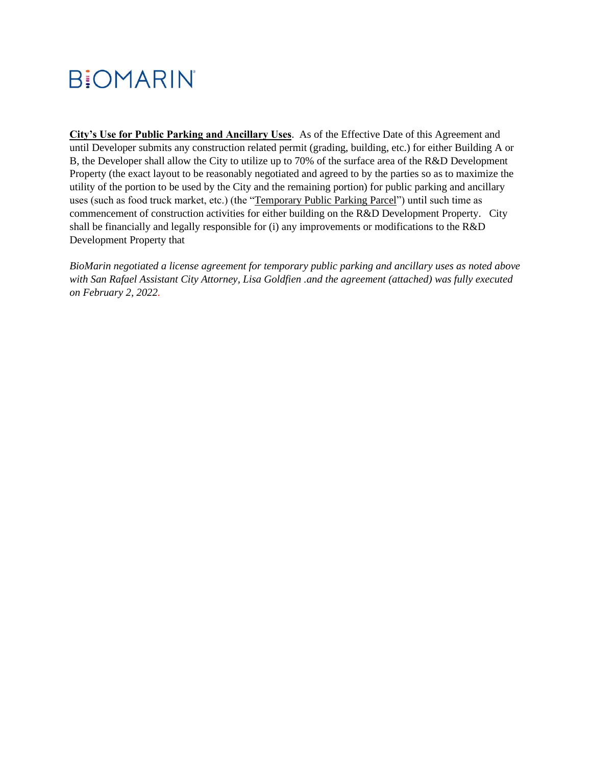BIOMARIN

**<u>City's Use for Public Parking and Ancillary Uses</u>**. As of the Effective Date of this Agreement and until Developer submits any construction related permit (grading, building, etc.) for either Building A or B, the Developer shall allow the City to utilize up to 70% of the surface area of the R&D Development Property (the exact layout to be reasonably negotiated and agreed to by the parties so as to maximize the utility of the portion to be used by the City and the remaining portion) for public parking and ancillary uses (such as food truck market, etc.) (the "<u>Temporary Public Parking Parcel</u>") until such time as commencement of construction activities for either building on the R&D Development Property. City shall be financially and legally responsible for (i) any improvements or modifications to the R&D Development Property that

*BioMarin negotiated a license agreement for temporary public parking and ancillary uses as noted above with San Rafael Assistant City Attorney, Lisa Goldfien .and the agreement (attached) was fully executed on February 2, 2022.*